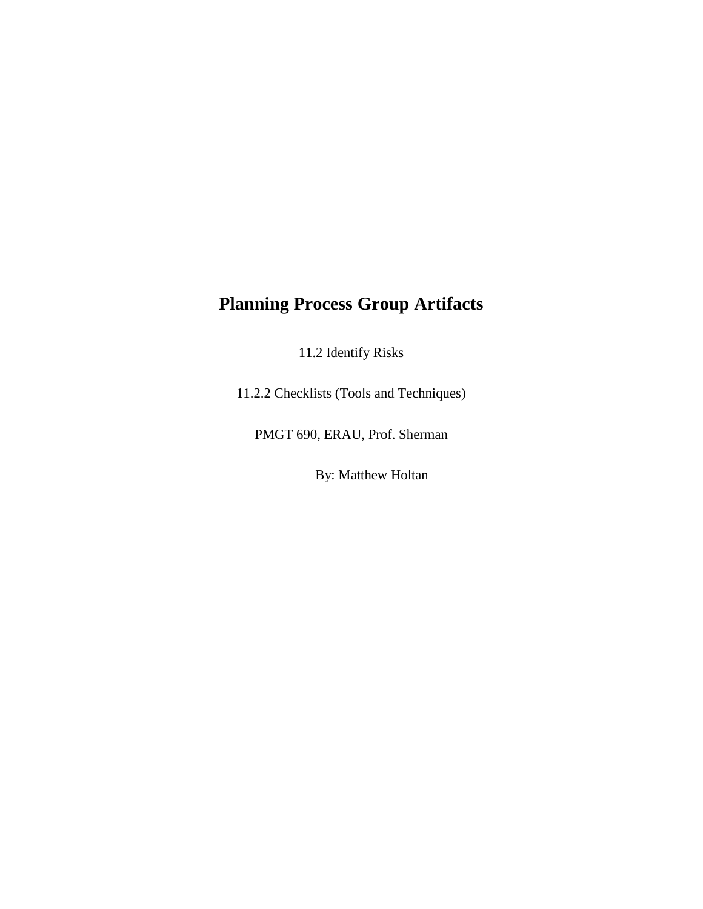# Planning Process Group Artifacts

11.2 Identify Risks

11.2.2 Checklists (Tools and Techniques)

PMGT 690, ERAU, Prof. Sherman

By: Matthew Holtan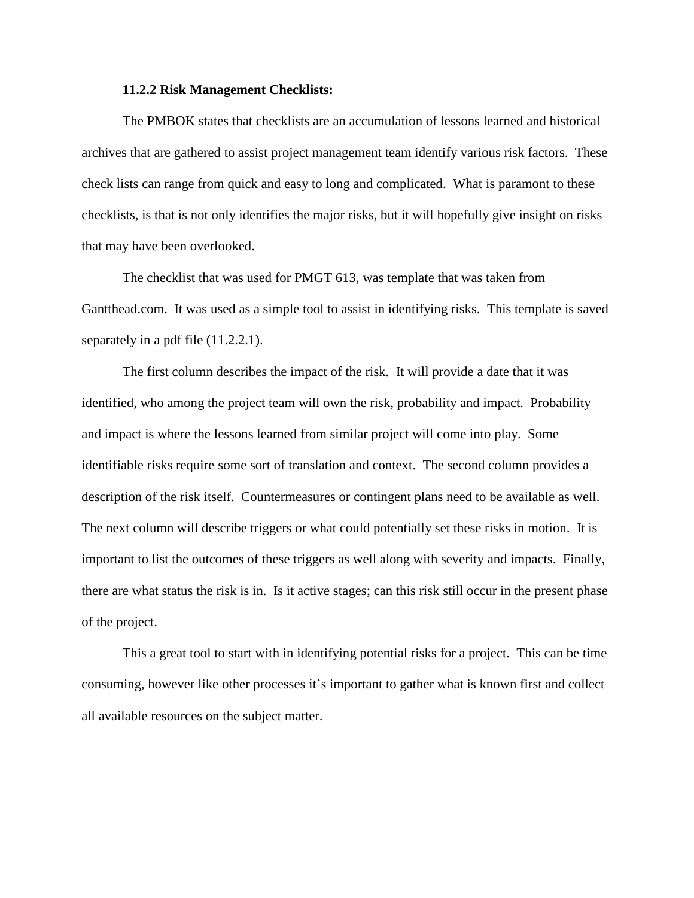**11.2.2 Risk Management Checklists:**

The PMBOK states that checklists are an accumulation of lessons learned and historical archives that are gathered to assist project management team identify various risk factors. These check lists can range from quick and easy to long and complicated. What is paramont to these checklists, is that is not only identifies the major risks, but it will hopefully give insight on risks that may have been overlooked.

The checklist that was used for PMGT 613, was template that was taken from Gantthead.com. It was used as a simple tool to assist in identifying risks. This template is saved separately in a pdf file (11.2.2.1).

The first column describes the impact of the risk. It will provide a date that it was identified, who among the project team will own the risk, probability and impact. Probability and impact is where the lessons learned from similar project will come into play. Some identifiable risks require some sort of translation and context. The second column provides a description of the risk itself. Countermeasures or contingent plans need to be available as well. The next column will describe triggers or what could potentially set these risks in motion. It is important to list the outcomes of these triggers as well along with severity and impacts. Finally, there are what status the risk is in. Is it active stages; can this risk still occur in the present phase of the project.

This a great tool to start with in identifying potential risks for a project. This can be time consuming, however like other processes it's important to gather what is known first and collect all available resources on the subject matter.